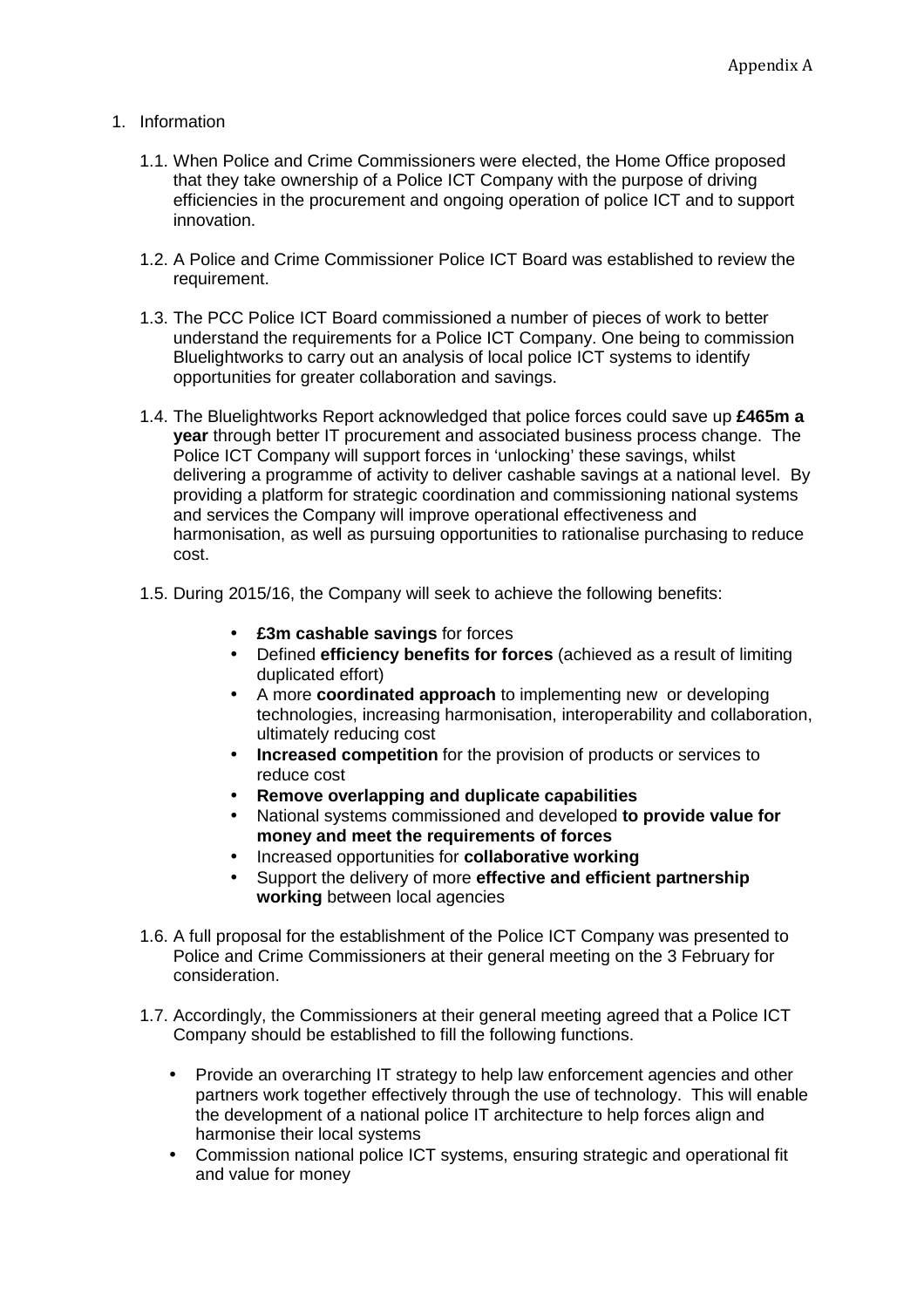Appendix A

1. Information

   1.1. When Police and Crime Commissioners were elected, the Home Office proposed that they take ownership of a Police ICT Company with the purpose of driving efficiencies in the procurement and ongoing operation of police ICT and to support innovation.

   1.2. A Police and Crime Commissioner Police ICT Board was established to review the requirement.

   1.3. The PCC Police ICT Board commissioned a number of pieces of work to better understand the requirements for a Police ICT Company. One being to commission Bluelightworks to carry out an analysis of local police ICT systems to identify opportunities for greater collaboration and savings.

   1.4. The Bluelightworks Report acknowledged that police forces could save up **£465m a year** through better IT procurement and associated business process change. The Police ICT Company will support forces in 'unlocking' these savings, whilst delivering a programme of activity to deliver cashable savings at a national level. By providing a platform for strategic coordination and commissioning national systems and services the Company will improve operational effectiveness and harmonisation, as well as pursuing opportunities to rationalise purchasing to reduce cost.

   1.5. During 2015/16, the Company will seek to achieve the following benefits:

      - **£3m cashable savings** for forces
      - Defined **efficiency benefits for forces** (achieved as a result of limiting duplicated effort)
      - A more **coordinated approach** to implementing new or developing technologies, increasing harmonisation, interoperability and collaboration, ultimately reducing cost
      - **Increased competition** for the provision of products or services to reduce cost
      - **Remove overlapping and duplicate capabilities**
      - National systems commissioned and developed **to provide value for money and meet the requirements of forces**
      - Increased opportunities for **collaborative working**
      - Support the delivery of more **effective and efficient partnership working** between local agencies

   1.6. A full proposal for the establishment of the Police ICT Company was presented to Police and Crime Commissioners at their general meeting on the 3 February for consideration.

   1.7. Accordingly, the Commissioners at their general meeting agreed that a Police ICT Company should be established to fill the following functions.

      - Provide an overarching IT strategy to help law enforcement agencies and other partners work together effectively through the use of technology. This will enable the development of a national police IT architecture to help forces align and harmonise their local systems
      - Commission national police ICT systems, ensuring strategic and operational fit and value for money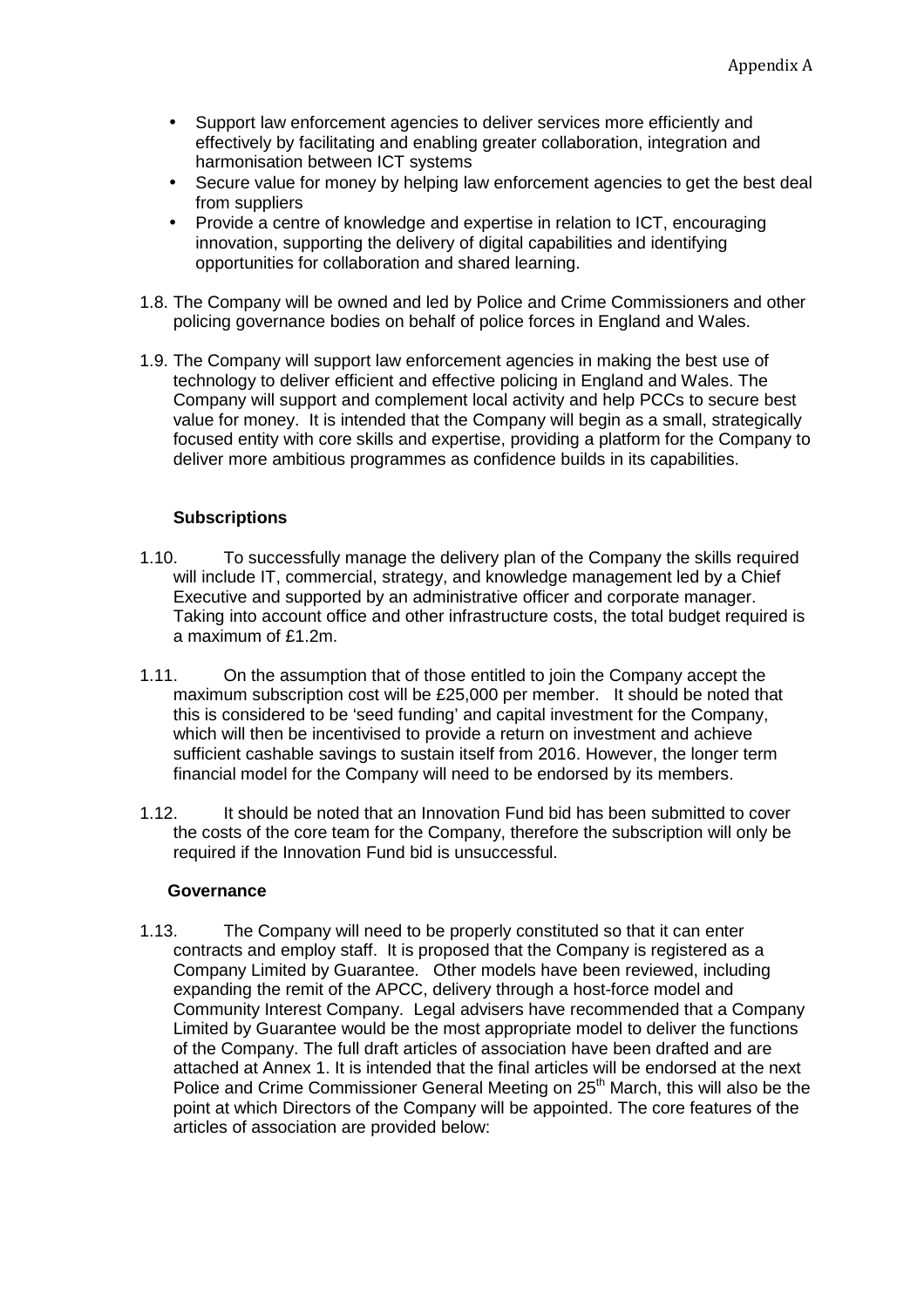- Support law enforcement agencies to deliver services more efficiently and effectively by facilitating and enabling greater collaboration, integration and harmonisation between ICT systems
- Secure value for money by helping law enforcement agencies to get the best deal from suppliers
- Provide a centre of knowledge and expertise in relation to ICT, encouraging innovation, supporting the delivery of digital capabilities and identifying opportunities for collaboration and shared learning.

1.8. The Company will be owned and led by Police and Crime Commissioners and other policing governance bodies on behalf of police forces in England and Wales.

1.9. The Company will support law enforcement agencies in making the best use of technology to deliver efficient and effective policing in England and Wales. The Company will support and complement local activity and help PCCs to secure best value for money. It is intended that the Company will begin as a small, strategically focused entity with core skills and expertise, providing a platform for the Company to deliver more ambitious programmes as confidence builds in its capabilities.

**Subscriptions**

1.10. To successfully manage the delivery plan of the Company the skills required will include IT, commercial, strategy, and knowledge management led by a Chief Executive and supported by an administrative officer and corporate manager. Taking into account office and other infrastructure costs, the total budget required is a maximum of £1.2m.

1.11. On the assumption that of those entitled to join the Company accept the maximum subscription cost will be £25,000 per member. It should be noted that this is considered to be 'seed funding' and capital investment for the Company, which will then be incentivised to provide a return on investment and achieve sufficient cashable savings to sustain itself from 2016. However, the longer term financial model for the Company will need to be endorsed by its members.

1.12. It should be noted that an Innovation Fund bid has been submitted to cover the costs of the core team for the Company, therefore the subscription will only be required if the Innovation Fund bid is unsuccessful.

**Governance**

1.13. The Company will need to be properly constituted so that it can enter contracts and employ staff. It is proposed that the Company is registered as a Company Limited by Guarantee. Other models have been reviewed, including expanding the remit of the APCC, delivery through a host-force model and Community Interest Company. Legal advisers have recommended that a Company Limited by Guarantee would be the most appropriate model to deliver the functions of the Company. The full draft articles of association have been drafted and are attached at Annex 1. It is intended that the final articles will be endorsed at the next Police and Crime Commissioner General Meeting on 25th March, this will also be the point at which Directors of the Company will be appointed. The core features of the articles of association are provided below: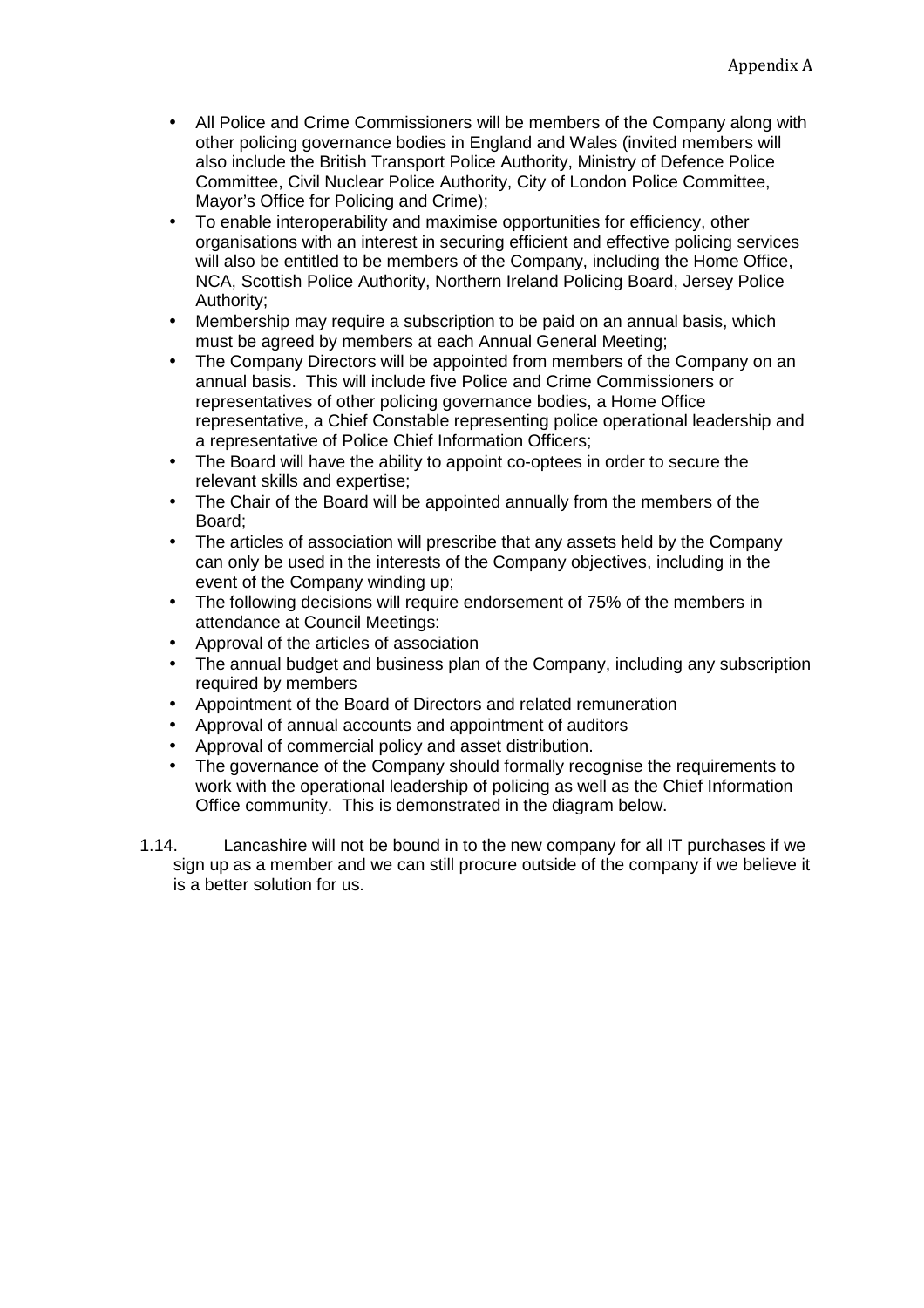- All Police and Crime Commissioners will be members of the Company along with other policing governance bodies in England and Wales (invited members will also include the British Transport Police Authority, Ministry of Defence Police Committee, Civil Nuclear Police Authority, City of London Police Committee, Mayor's Office for Policing and Crime);
- To enable interoperability and maximise opportunities for efficiency, other organisations with an interest in securing efficient and effective policing services will also be entitled to be members of the Company, including the Home Office, NCA, Scottish Police Authority, Northern Ireland Policing Board, Jersey Police Authority;
- Membership may require a subscription to be paid on an annual basis, which must be agreed by members at each Annual General Meeting;
- The Company Directors will be appointed from members of the Company on an annual basis. This will include five Police and Crime Commissioners or representatives of other policing governance bodies, a Home Office representative, a Chief Constable representing police operational leadership and a representative of Police Chief Information Officers;
- The Board will have the ability to appoint co-optees in order to secure the relevant skills and expertise;
- The Chair of the Board will be appointed annually from the members of the Board;
- The articles of association will prescribe that any assets held by the Company can only be used in the interests of the Company objectives, including in the event of the Company winding up;
- The following decisions will require endorsement of 75% of the members in attendance at Council Meetings:
- Approval of the articles of association
- The annual budget and business plan of the Company, including any subscription required by members
- Appointment of the Board of Directors and related remuneration
- Approval of annual accounts and appointment of auditors
- Approval of commercial policy and asset distribution.
- The governance of the Company should formally recognise the requirements to work with the operational leadership of policing as well as the Chief Information Office community. This is demonstrated in the diagram below.

1.14. Lancashire will not be bound in to the new company for all IT purchases if we sign up as a member and we can still procure outside of the company if we believe it is a better solution for us.